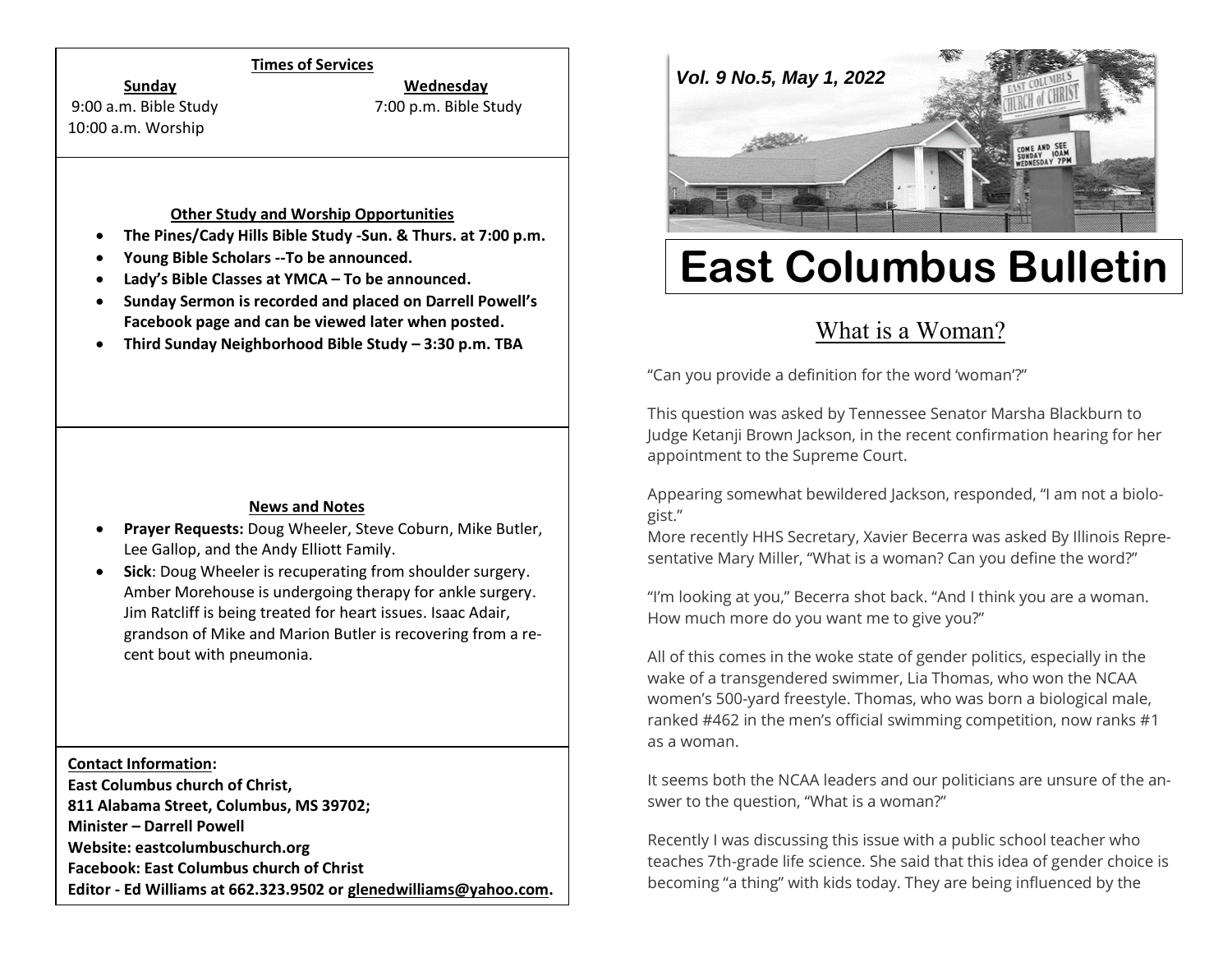### Times of Services

**Sunday**
9:00 a.m. Bible Study
10:00 a.m. Worship

**Wednesday**
7:00 p.m. Bible Study

### Other Study and Worship Opportunities

- **The Pines/Cady Hills Bible Study -Sun. & Thurs. at 7:00 p.m.**
- **Young Bible Scholars --To be announced.**
- **Lady's Bible Classes at YMCA – To be announced.**
- **Sunday Sermon is recorded and placed on Darrell Powell's Facebook page and can be viewed later when posted.**
- **Third Sunday Neighborhood Bible Study – 3:30 p.m. TBA**

### News and Notes

- **Prayer Requests:** Doug Wheeler, Steve Coburn, Mike Butler, Lee Gallop, and the Andy Elliott Family.
- **Sick**: Doug Wheeler is recuperating from shoulder surgery. Amber Morehouse is undergoing therapy for ankle surgery. Jim Ratcliff is being treated for heart issues. Isaac Adair, grandson of Mike and Marion Butler is recovering from a recent bout with pneumonia.

**Contact Information:**
**East Columbus church of Christ,**
**811 Alabama Street, Columbus, MS 39702;**
**Minister – Darrell Powell**
**Website: eastcolumbuschurch.org**
**Facebook: East Columbus church of Christ**
**Editor - Ed Williams at 662.323.9502 or glenedwilliams@yahoo.com.**

*Vol. 9 No.5, May 1, 2022*

# East Columbus Bulletin

## What is a Woman?

"Can you provide a definition for the word 'woman'?"

This question was asked by Tennessee Senator Marsha Blackburn to Judge Ketanji Brown Jackson, in the recent confirmation hearing for her appointment to the Supreme Court.

Appearing somewhat bewildered Jackson, responded, "I am not a biologist."
More recently HHS Secretary, Xavier Becerra was asked By Illinois Representative Mary Miller, "What is a woman? Can you define the word?"

"I'm looking at you," Becerra shot back. "And I think you are a woman. How much more do you want me to give you?"

All of this comes in the woke state of gender politics, especially in the wake of a transgendered swimmer, Lia Thomas, who won the NCAA women's 500-yard freestyle. Thomas, who was born a biological male, ranked #462 in the men's official swimming competition, now ranks #1 as a woman.

It seems both the NCAA leaders and our politicians are unsure of the answer to the question, "What is a woman?"

Recently I was discussing this issue with a public school teacher who teaches 7th-grade life science. She said that this idea of gender choice is becoming "a thing" with kids today. They are being influenced by the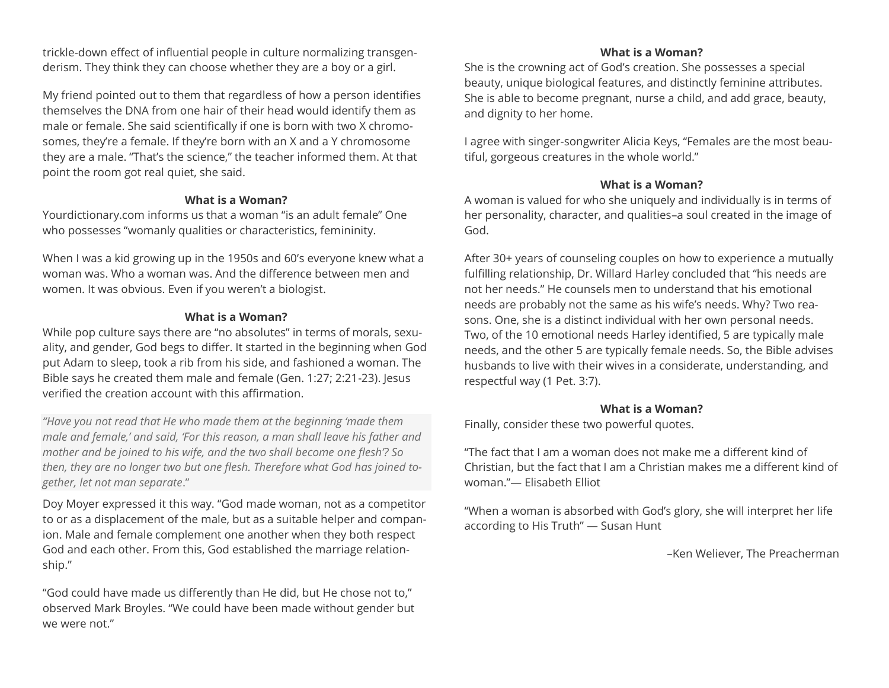trickle-down effect of influential people in culture normalizing transgenderism. They think they can choose whether they are a boy or a girl.

My friend pointed out to them that regardless of how a person identifies themselves the DNA from one hair of their head would identify them as male or female. She said scientifically if one is born with two X chromosomes, they're a female. If they're born with an X and a Y chromosome they are a male. "That's the science," the teacher informed them. At that point the room got real quiet, she said.

**What is a Woman?**

Yourdictionary.com informs us that a woman "is an adult female" One who possesses "womanly qualities or characteristics, femininity.

When I was a kid growing up in the 1950s and 60's everyone knew what a woman was. Who a woman was. And the difference between men and women. It was obvious. Even if you weren't a biologist.

**What is a Woman?**

While pop culture says there are "no absolutes" in terms of morals, sexuality, and gender, God begs to differ. It started in the beginning when God put Adam to sleep, took a rib from his side, and fashioned a woman. The Bible says he created them male and female (Gen. 1:27; 2:21-23). Jesus verified the creation account with this affirmation.

> *"Have you not read that He who made them at the beginning 'made them male and female,' and said, 'For this reason, a man shall leave his father and mother and be joined to his wife, and the two shall become one flesh'? So then, they are no longer two but one flesh. Therefore what God has joined together, let not man separate*."

Doy Moyer expressed it this way. "God made woman, not as a competitor to or as a displacement of the male, but as a suitable helper and companion. Male and female complement one another when they both respect God and each other. From this, God established the marriage relationship."

"God could have made us differently than He did, but He chose not to," observed Mark Broyles. "We could have been made without gender but we were not."

**What is a Woman?**

She is the crowning act of God's creation. She possesses a special beauty, unique biological features, and distinctly feminine attributes. She is able to become pregnant, nurse a child, and add grace, beauty, and dignity to her home.

I agree with singer-songwriter Alicia Keys, "Females are the most beautiful, gorgeous creatures in the whole world."

**What is a Woman?**

A woman is valued for who she uniquely and individually is in terms of her personality, character, and qualities–a soul created in the image of God.

After 30+ years of counseling couples on how to experience a mutually fulfilling relationship, Dr. Willard Harley concluded that "his needs are not her needs." He counsels men to understand that his emotional needs are probably not the same as his wife's needs. Why? Two reasons. One, she is a distinct individual with her own personal needs. Two, of the 10 emotional needs Harley identified, 5 are typically male needs, and the other 5 are typically female needs. So, the Bible advises husbands to live with their wives in a considerate, understanding, and respectful way (1 Pet. 3:7).

**What is a Woman?**

Finally, consider these two powerful quotes.

"The fact that I am a woman does not make me a different kind of Christian, but the fact that I am a Christian makes me a different kind of woman."— Elisabeth Elliot

"When a woman is absorbed with God's glory, she will interpret her life according to His Truth" — Susan Hunt

–Ken Weliever, The Preacherman